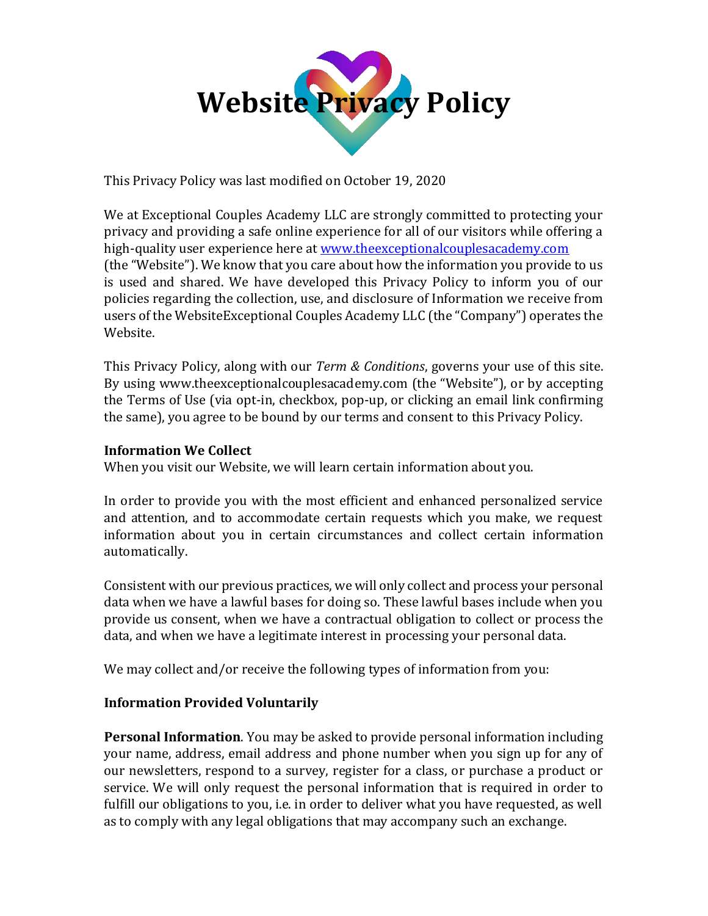# Website Privacy Policy

This Privacy Policy was last modified on October 19, 2020

We at Exceptional Couples Academy LLC are strongly committed to protecting your privacy and providing a safe online experience for all of our visitors while offering a high-quality user experience here at [www.theexceptionalcouplesacademy.com](www.theexceptionalcouplesacademy.com) (the "Website"). We know that you care about how the information you provide to us is used and shared. We have developed this Privacy Policy to inform you of our policies regarding the collection, use, and disclosure of Information we receive from users of the WebsiteExceptional Couples Academy LLC (the "Company") operates the Website.

This Privacy Policy, along with our *Term & Conditions*, governs your use of this site. By using www.theexceptionalcouplesacademy.com (the "Website"), or by accepting the Terms of Use (via opt-in, checkbox, pop-up, or clicking an email link confirming the same), you agree to be bound by our terms and consent to this Privacy Policy.

**Information We Collect**

When you visit our Website, we will learn certain information about you.

In order to provide you with the most efficient and enhanced personalized service and attention, and to accommodate certain requests which you make, we request information about you in certain circumstances and collect certain information automatically.

Consistent with our previous practices, we will only collect and process your personal data when we have a lawful bases for doing so. These lawful bases include when you provide us consent, when we have a contractual obligation to collect or process the data, and when we have a legitimate interest in processing your personal data.

We may collect and/or receive the following types of information from you:

**Information Provided Voluntarily**

**Personal Information**. You may be asked to provide personal information including your name, address, email address and phone number when you sign up for any of our newsletters, respond to a survey, register for a class, or purchase a product or service. We will only request the personal information that is required in order to fulfill our obligations to you, i.e. in order to deliver what you have requested, as well as to comply with any legal obligations that may accompany such an exchange.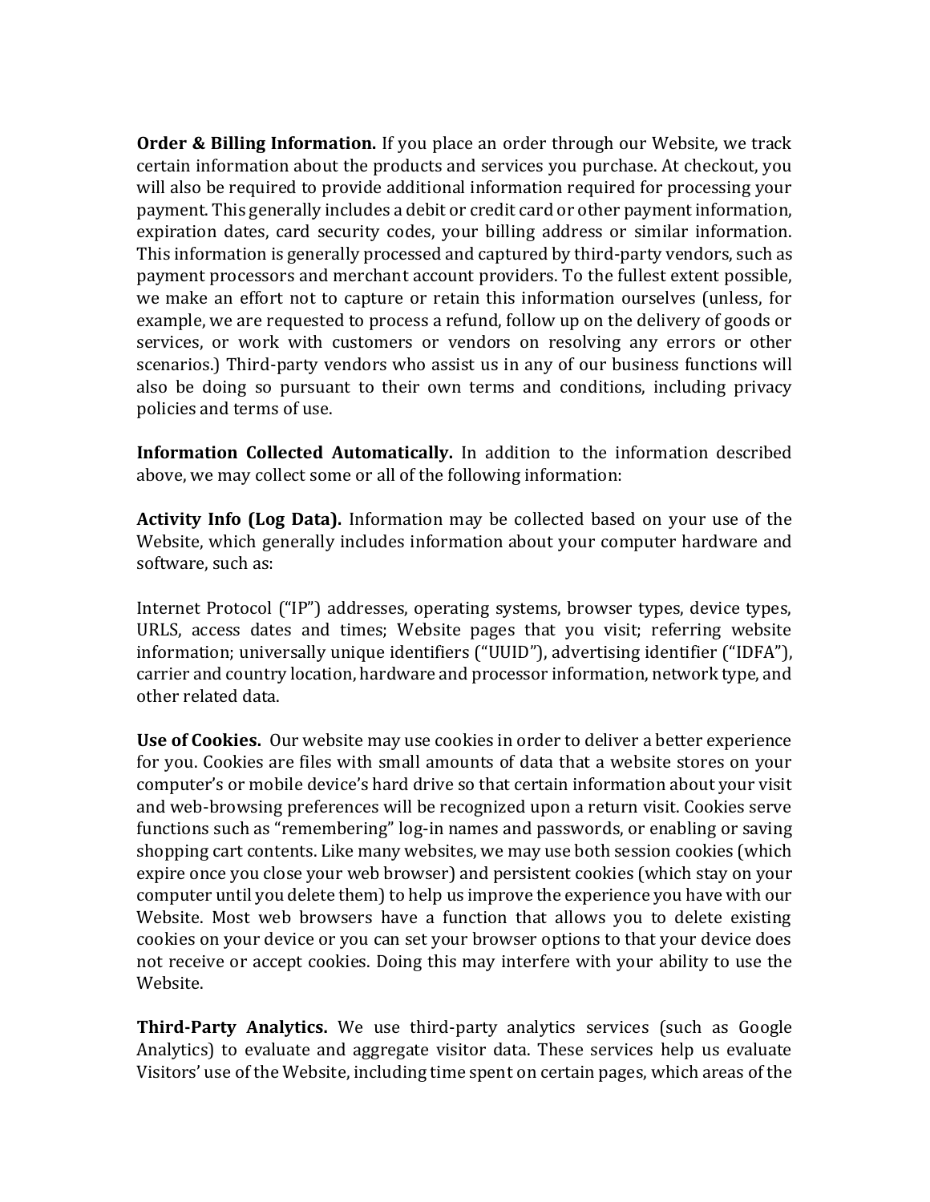**Order & Billing Information.** If you place an order through our Website, we track certain information about the products and services you purchase. At checkout, you will also be required to provide additional information required for processing your payment. This generally includes a debit or credit card or other payment information, expiration dates, card security codes, your billing address or similar information. This information is generally processed and captured by third-party vendors, such as payment processors and merchant account providers. To the fullest extent possible, we make an effort not to capture or retain this information ourselves (unless, for example, we are requested to process a refund, follow up on the delivery of goods or services, or work with customers or vendors on resolving any errors or other scenarios.) Third-party vendors who assist us in any of our business functions will also be doing so pursuant to their own terms and conditions, including privacy policies and terms of use.

**Information Collected Automatically.** In addition to the information described above, we may collect some or all of the following information:

**Activity Info (Log Data).** Information may be collected based on your use of the Website, which generally includes information about your computer hardware and software, such as:

Internet Protocol ("IP") addresses, operating systems, browser types, device types, URLS, access dates and times; Website pages that you visit; referring website information; universally unique identifiers ("UUID"), advertising identifier ("IDFA"), carrier and country location, hardware and processor information, network type, and other related data.

**Use of Cookies.** Our website may use cookies in order to deliver a better experience for you. Cookies are files with small amounts of data that a website stores on your computer's or mobile device's hard drive so that certain information about your visit and web-browsing preferences will be recognized upon a return visit. Cookies serve functions such as "remembering" log-in names and passwords, or enabling or saving shopping cart contents. Like many websites, we may use both session cookies (which expire once you close your web browser) and persistent cookies (which stay on your computer until you delete them) to help us improve the experience you have with our Website. Most web browsers have a function that allows you to delete existing cookies on your device or you can set your browser options to that your device does not receive or accept cookies. Doing this may interfere with your ability to use the Website.

**Third-Party Analytics.** We use third-party analytics services (such as Google Analytics) to evaluate and aggregate visitor data. These services help us evaluate Visitors' use of the Website, including time spent on certain pages, which areas of the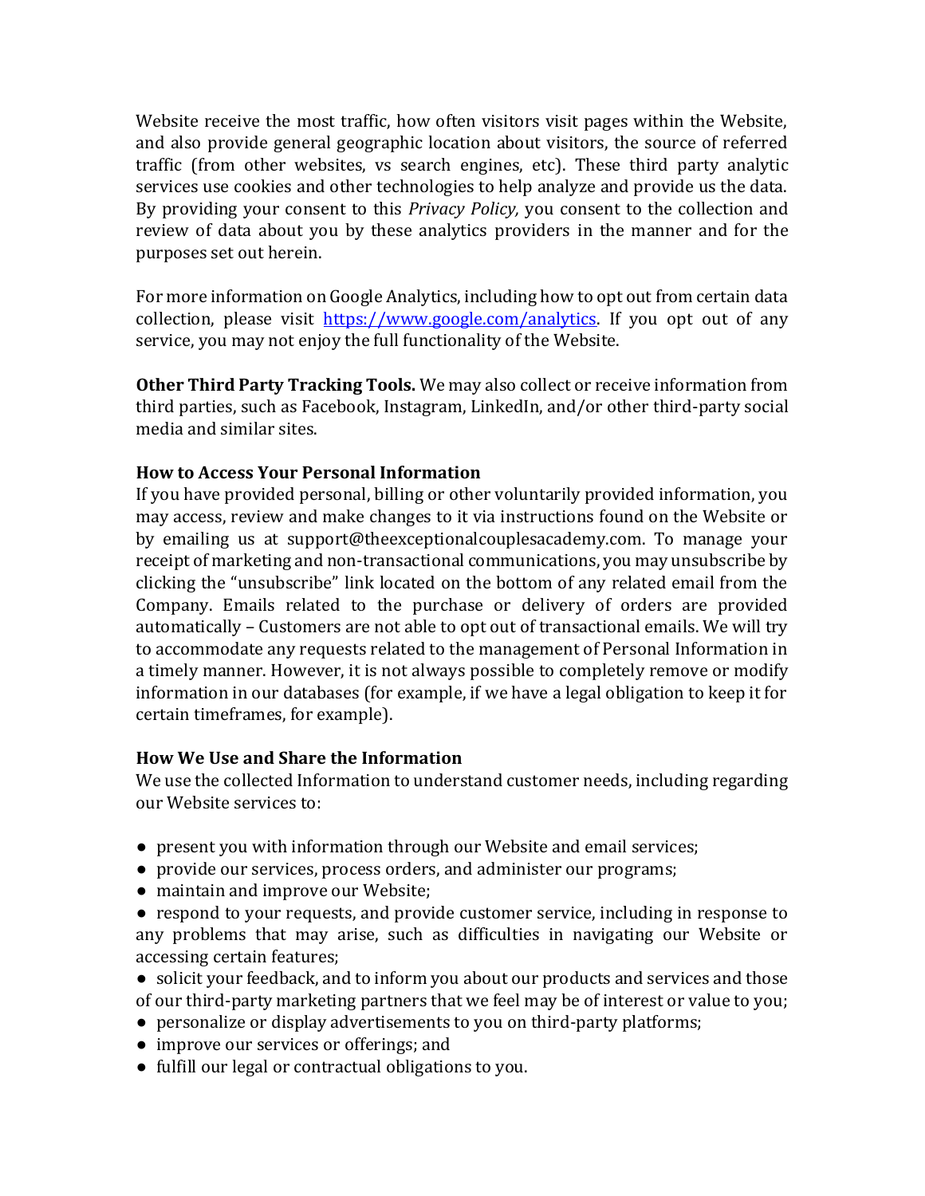Website receive the most traffic, how often visitors visit pages within the Website, and also provide general geographic location about visitors, the source of referred traffic (from other websites, vs search engines, etc). These third party analytic services use cookies and other technologies to help analyze and provide us the data. By providing your consent to this *Privacy Policy,* you consent to the collection and review of data about you by these analytics providers in the manner and for the purposes set out herein.

For more information on Google Analytics, including how to opt out from certain data collection, please visit [https://www.google.com/analytics](https://www.google.com/analytics). If you opt out of any service, you may not enjoy the full functionality of the Website.

**Other Third Party Tracking Tools.** We may also collect or receive information from third parties, such as Facebook, Instagram, LinkedIn, and/or other third-party social media and similar sites.

**How to Access Your Personal Information**

If you have provided personal, billing or other voluntarily provided information, you may access, review and make changes to it via instructions found on the Website or by emailing us at support@theexceptionalcouplesacademy.com. To manage your receipt of marketing and non-transactional communications, you may unsubscribe by clicking the "unsubscribe" link located on the bottom of any related email from the Company. Emails related to the purchase or delivery of orders are provided automatically – Customers are not able to opt out of transactional emails. We will try to accommodate any requests related to the management of Personal Information in a timely manner. However, it is not always possible to completely remove or modify information in our databases (for example, if we have a legal obligation to keep it for certain timeframes, for example).

**How We Use and Share the Information**

We use the collected Information to understand customer needs, including regarding our Website services to:

- present you with information through our Website and email services;
- provide our services, process orders, and administer our programs;
- maintain and improve our Website;
- respond to your requests, and provide customer service, including in response to any problems that may arise, such as difficulties in navigating our Website or accessing certain features;
- solicit your feedback, and to inform you about our products and services and those of our third-party marketing partners that we feel may be of interest or value to you;
- personalize or display advertisements to you on third-party platforms;
- improve our services or offerings; and
- fulfill our legal or contractual obligations to you.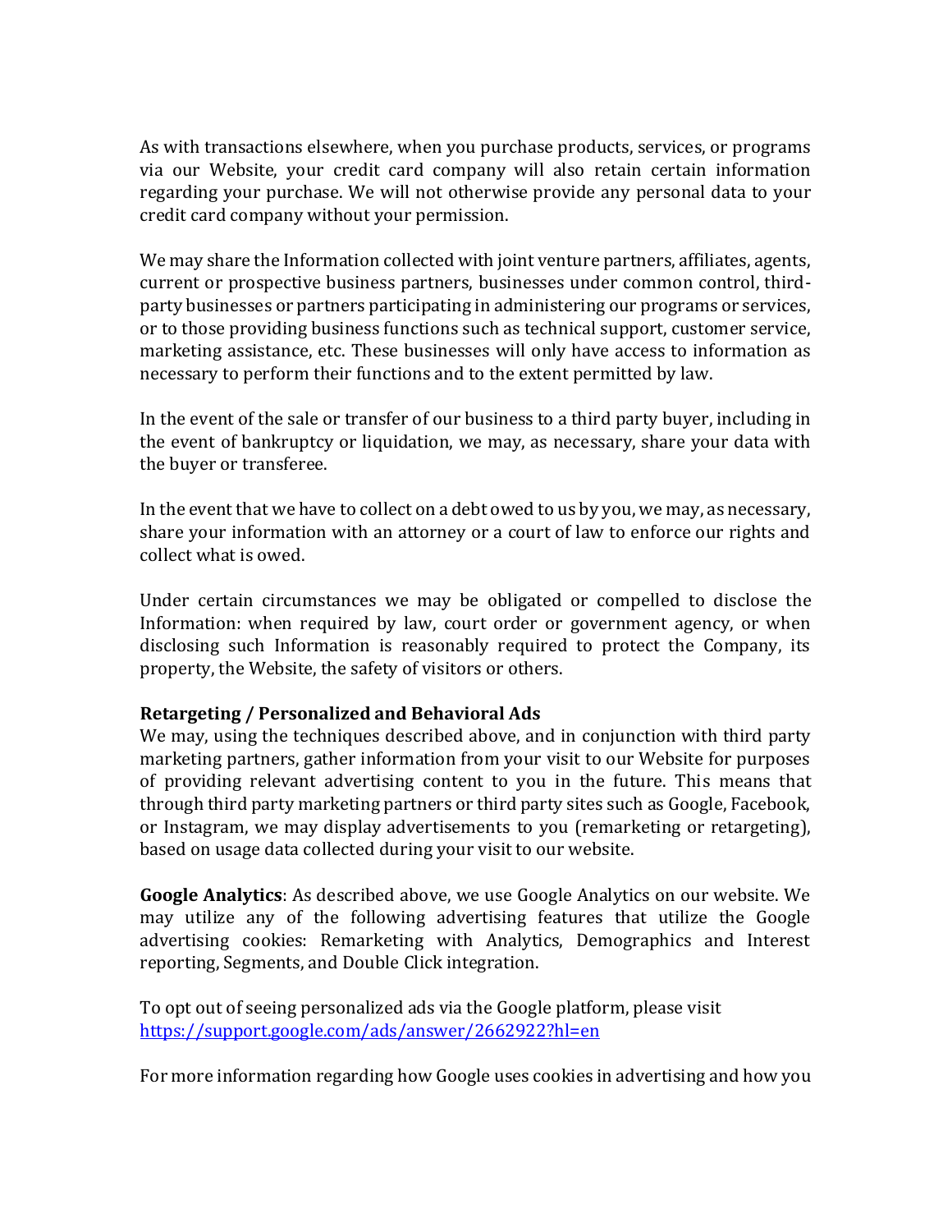As with transactions elsewhere, when you purchase products, services, or programs via our Website, your credit card company will also retain certain information regarding your purchase. We will not otherwise provide any personal data to your credit card company without your permission.

We may share the Information collected with joint venture partners, affiliates, agents, current or prospective business partners, businesses under common control, third-party businesses or partners participating in administering our programs or services, or to those providing business functions such as technical support, customer service, marketing assistance, etc. These businesses will only have access to information as necessary to perform their functions and to the extent permitted by law.

In the event of the sale or transfer of our business to a third party buyer, including in the event of bankruptcy or liquidation, we may, as necessary, share your data with the buyer or transferee.

In the event that we have to collect on a debt owed to us by you, we may, as necessary, share your information with an attorney or a court of law to enforce our rights and collect what is owed.

Under certain circumstances we may be obligated or compelled to disclose the Information: when required by law, court order or government agency, or when disclosing such Information is reasonably required to protect the Company, its property, the Website, the safety of visitors or others.

**Retargeting / Personalized and Behavioral Ads**
We may, using the techniques described above, and in conjunction with third party marketing partners, gather information from your visit to our Website for purposes of providing relevant advertising content to you in the future. This means that through third party marketing partners or third party sites such as Google, Facebook, or Instagram, we may display advertisements to you (remarketing or retargeting), based on usage data collected during your visit to our website.

**Google Analytics**: As described above, we use Google Analytics on our website. We may utilize any of the following advertising features that utilize the Google advertising cookies: Remarketing with Analytics, Demographics and Interest reporting, Segments, and Double Click integration.

To opt out of seeing personalized ads via the Google platform, please visit
[https://support.google.com/ads/answer/2662922?hl=en](https://support.google.com/ads/answer/2662922?hl=en)

For more information regarding how Google uses cookies in advertising and how you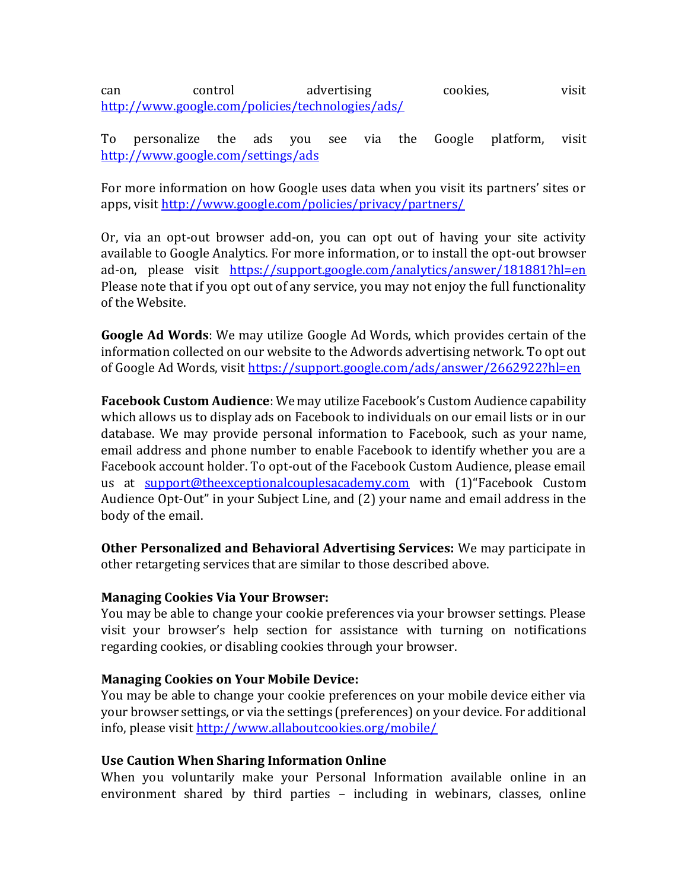can control advertising cookies, visit http://www.google.com/policies/technologies/ads/

To personalize the ads you see via the Google platform, visit http://www.google.com/settings/ads

For more information on how Google uses data when you visit its partners' sites or apps, visit http://www.google.com/policies/privacy/partners/

Or, via an opt-out browser add-on, you can opt out of having your site activity available to Google Analytics. For more information, or to install the opt-out browser ad-on, please visit https://support.google.com/analytics/answer/181881?hl=en Please note that if you opt out of any service, you may not enjoy the full functionality of the Website.

**Google Ad Words**: We may utilize Google Ad Words, which provides certain of the information collected on our website to the Adwords advertising network. To opt out of Google Ad Words, visit https://support.google.com/ads/answer/2662922?hl=en

**Facebook Custom Audience**: We may utilize Facebook's Custom Audience capability which allows us to display ads on Facebook to individuals on our email lists or in our database. We may provide personal information to Facebook, such as your name, email address and phone number to enable Facebook to identify whether you are a Facebook account holder. To opt-out of the Facebook Custom Audience, please email us at support@theexceptionalcouplesacademy.com with (1)"Facebook Custom Audience Opt-Out" in your Subject Line, and (2) your name and email address in the body of the email.

**Other Personalized and Behavioral Advertising Services:** We may participate in other retargeting services that are similar to those described above.

**Managing Cookies Via Your Browser:**
You may be able to change your cookie preferences via your browser settings. Please visit your browser's help section for assistance with turning on notifications regarding cookies, or disabling cookies through your browser.

**Managing Cookies on Your Mobile Device:**
You may be able to change your cookie preferences on your mobile device either via your browser settings, or via the settings (preferences) on your device. For additional info, please visit http://www.allaboutcookies.org/mobile/

**Use Caution When Sharing Information Online**
When you voluntarily make your Personal Information available online in an environment shared by third parties – including in webinars, classes, online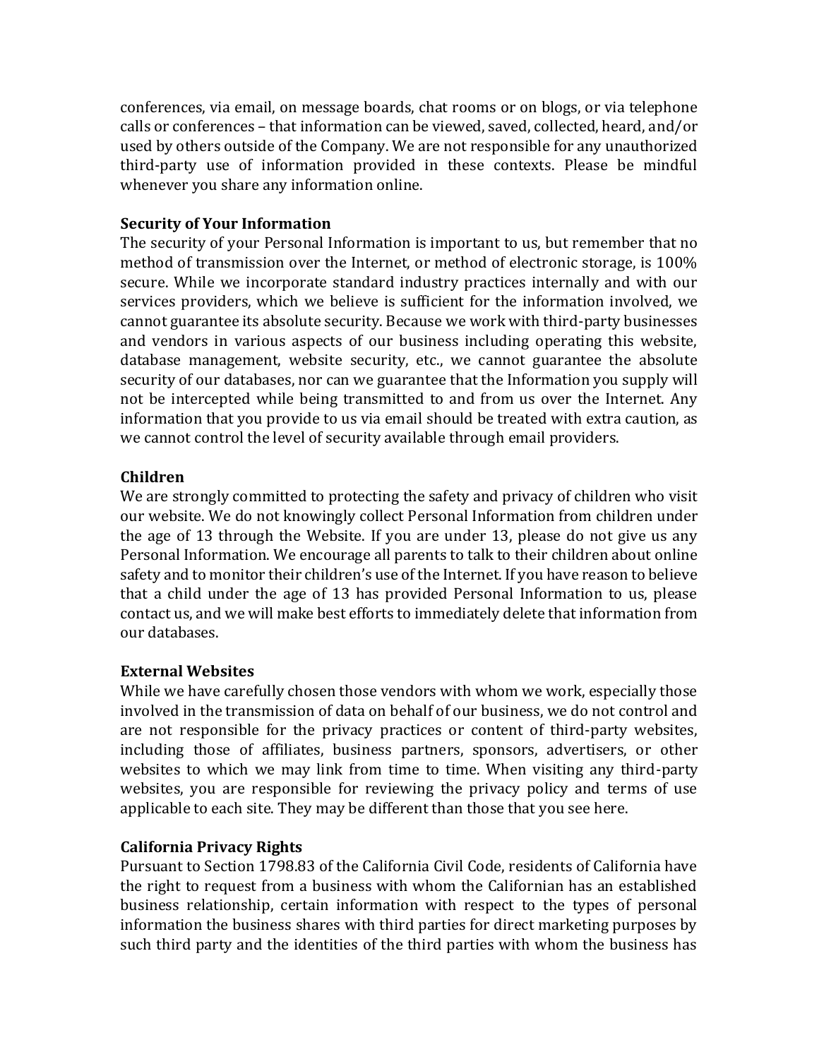conferences, via email, on message boards, chat rooms or on blogs, or via telephone calls or conferences – that information can be viewed, saved, collected, heard, and/or used by others outside of the Company. We are not responsible for any unauthorized third-party use of information provided in these contexts. Please be mindful whenever you share any information online.

**Security of Your Information**

The security of your Personal Information is important to us, but remember that no method of transmission over the Internet, or method of electronic storage, is 100% secure. While we incorporate standard industry practices internally and with our services providers, which we believe is sufficient for the information involved, we cannot guarantee its absolute security. Because we work with third-party businesses and vendors in various aspects of our business including operating this website, database management, website security, etc., we cannot guarantee the absolute security of our databases, nor can we guarantee that the Information you supply will not be intercepted while being transmitted to and from us over the Internet. Any information that you provide to us via email should be treated with extra caution, as we cannot control the level of security available through email providers.

**Children**

We are strongly committed to protecting the safety and privacy of children who visit our website. We do not knowingly collect Personal Information from children under the age of 13 through the Website. If you are under 13, please do not give us any Personal Information. We encourage all parents to talk to their children about online safety and to monitor their children's use of the Internet. If you have reason to believe that a child under the age of 13 has provided Personal Information to us, please contact us, and we will make best efforts to immediately delete that information from our databases.

**External Websites**

While we have carefully chosen those vendors with whom we work, especially those involved in the transmission of data on behalf of our business, we do not control and are not responsible for the privacy practices or content of third-party websites, including those of affiliates, business partners, sponsors, advertisers, or other websites to which we may link from time to time. When visiting any third-party websites, you are responsible for reviewing the privacy policy and terms of use applicable to each site. They may be different than those that you see here.

**California Privacy Rights**

Pursuant to Section 1798.83 of the California Civil Code, residents of California have the right to request from a business with whom the Californian has an established business relationship, certain information with respect to the types of personal information the business shares with third parties for direct marketing purposes by such third party and the identities of the third parties with whom the business has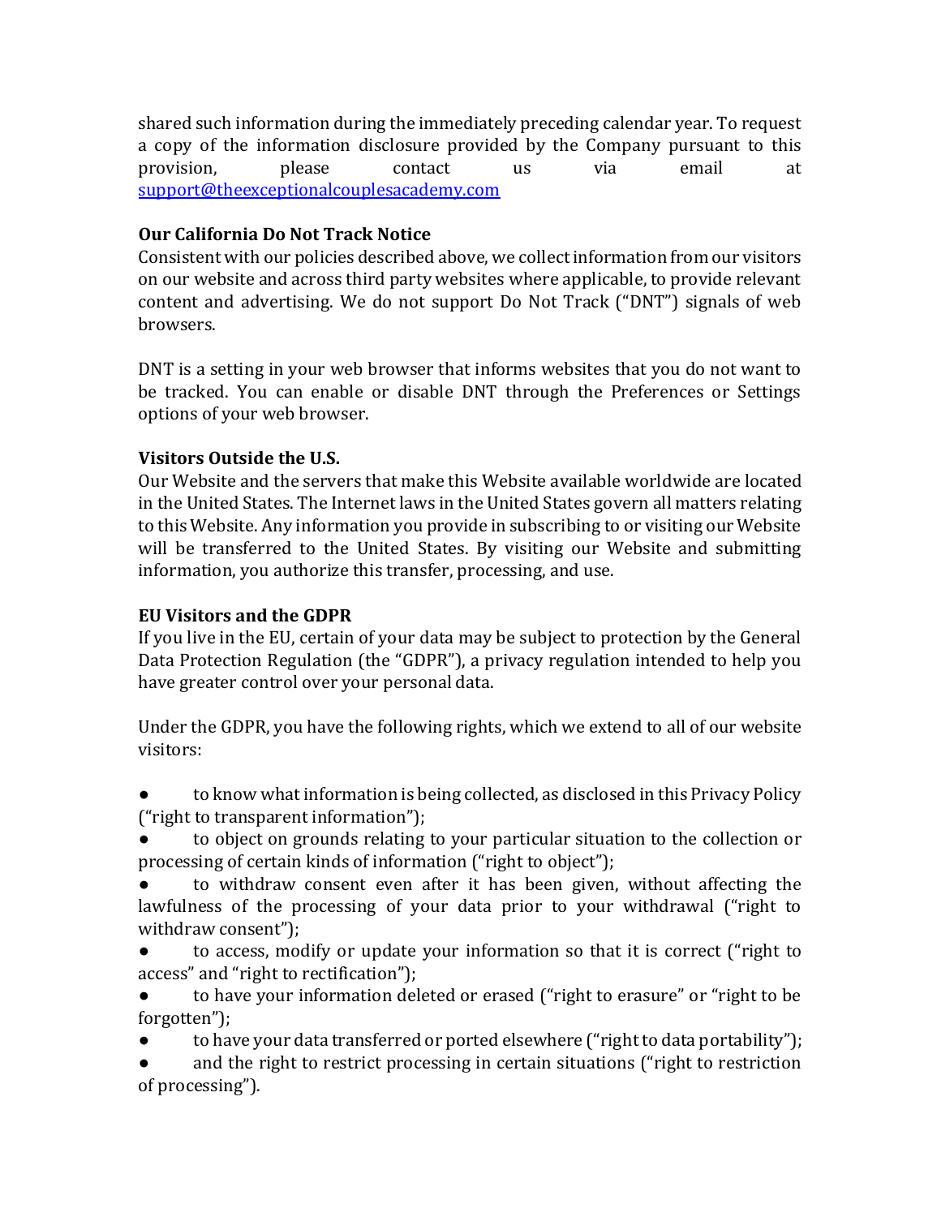shared such information during the immediately preceding calendar year. To request a copy of the information disclosure provided by the Company pursuant to this provision, please contact us via email at [support@theexceptionalcouplesacademy.com](mailto:support@theexceptionalcouplesacademy.com)

**Our California Do Not Track Notice**

Consistent with our policies described above, we collect information from our visitors on our website and across third party websites where applicable, to provide relevant content and advertising. We do not support Do Not Track ("DNT") signals of web browsers.

DNT is a setting in your web browser that informs websites that you do not want to be tracked. You can enable or disable DNT through the Preferences or Settings options of your web browser.

**Visitors Outside the U.S.**

Our Website and the servers that make this Website available worldwide are located in the United States. The Internet laws in the United States govern all matters relating to this Website. Any information you provide in subscribing to or visiting our Website will be transferred to the United States. By visiting our Website and submitting information, you authorize this transfer, processing, and use.

**EU Visitors and the GDPR**

If you live in the EU, certain of your data may be subject to protection by the General Data Protection Regulation (the "GDPR"), a privacy regulation intended to help you have greater control over your personal data.

Under the GDPR, you have the following rights, which we extend to all of our website visitors:

- to know what information is being collected, as disclosed in this Privacy Policy ("right to transparent information");
- to object on grounds relating to your particular situation to the collection or processing of certain kinds of information ("right to object");
- to withdraw consent even after it has been given, without affecting the lawfulness of the processing of your data prior to your withdrawal ("right to withdraw consent");
- to access, modify or update your information so that it is correct ("right to access" and "right to rectification");
- to have your information deleted or erased ("right to erasure" or "right to be forgotten");
- to have your data transferred or ported elsewhere ("right to data portability");
- and the right to restrict processing in certain situations ("right to restriction of processing").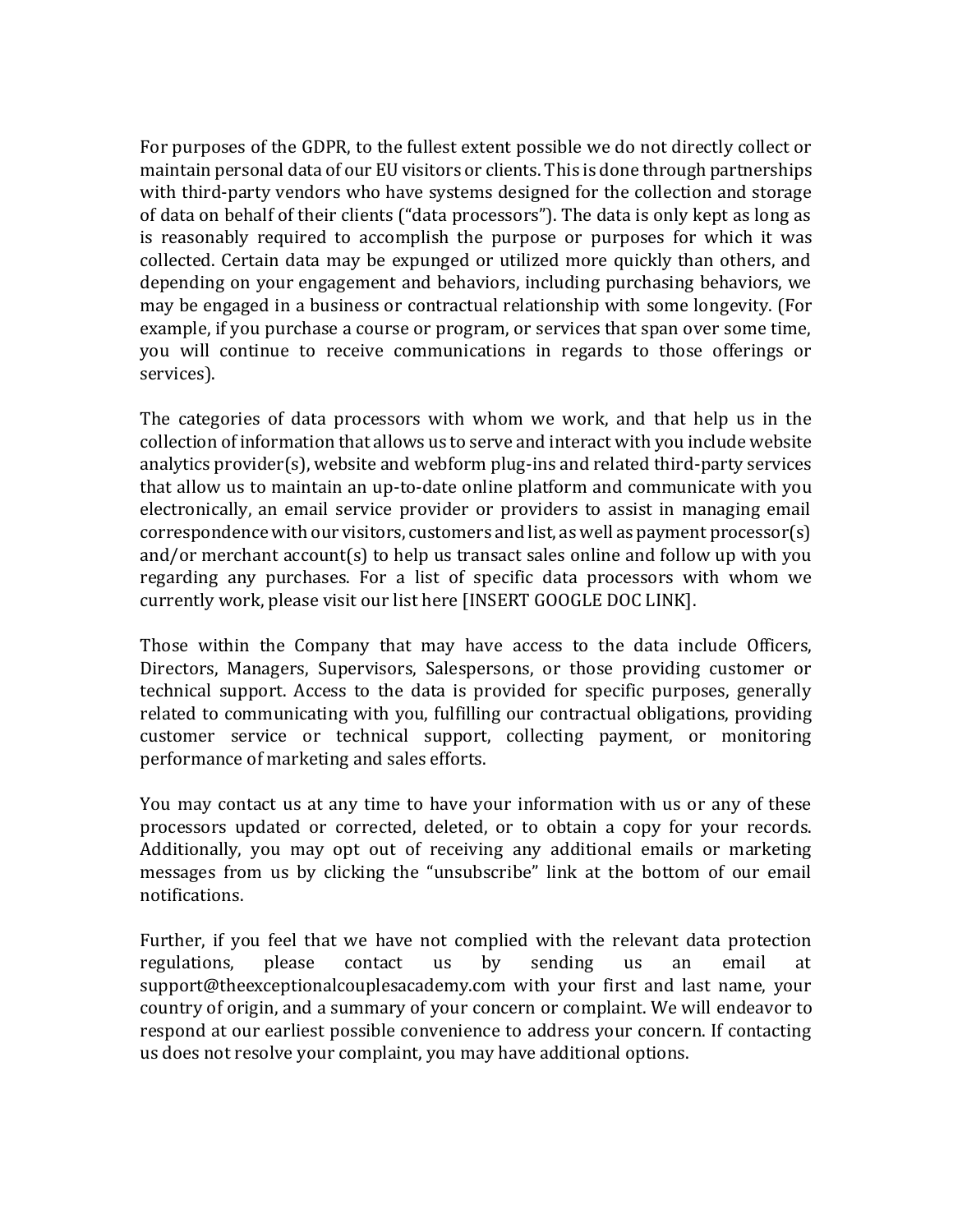For purposes of the GDPR, to the fullest extent possible we do not directly collect or maintain personal data of our EU visitors or clients. This is done through partnerships with third-party vendors who have systems designed for the collection and storage of data on behalf of their clients ("data processors"). The data is only kept as long as is reasonably required to accomplish the purpose or purposes for which it was collected. Certain data may be expunged or utilized more quickly than others, and depending on your engagement and behaviors, including purchasing behaviors, we may be engaged in a business or contractual relationship with some longevity. (For example, if you purchase a course or program, or services that span over some time, you will continue to receive communications in regards to those offerings or services).

The categories of data processors with whom we work, and that help us in the collection of information that allows us to serve and interact with you include website analytics provider(s), website and webform plug-ins and related third-party services that allow us to maintain an up-to-date online platform and communicate with you electronically, an email service provider or providers to assist in managing email correspondence with our visitors, customers and list, as well as payment processor(s) and/or merchant account(s) to help us transact sales online and follow up with you regarding any purchases. For a list of specific data processors with whom we currently work, please visit our list here [INSERT GOOGLE DOC LINK].

Those within the Company that may have access to the data include Officers, Directors, Managers, Supervisors, Salespersons, or those providing customer or technical support. Access to the data is provided for specific purposes, generally related to communicating with you, fulfilling our contractual obligations, providing customer service or technical support, collecting payment, or monitoring performance of marketing and sales efforts.

You may contact us at any time to have your information with us or any of these processors updated or corrected, deleted, or to obtain a copy for your records. Additionally, you may opt out of receiving any additional emails or marketing messages from us by clicking the "unsubscribe" link at the bottom of our email notifications.

Further, if you feel that we have not complied with the relevant data protection regulations, please contact us by sending us an email at support@theexceptionalcouplesacademy.com with your first and last name, your country of origin, and a summary of your concern or complaint. We will endeavor to respond at our earliest possible convenience to address your concern. If contacting us does not resolve your complaint, you may have additional options.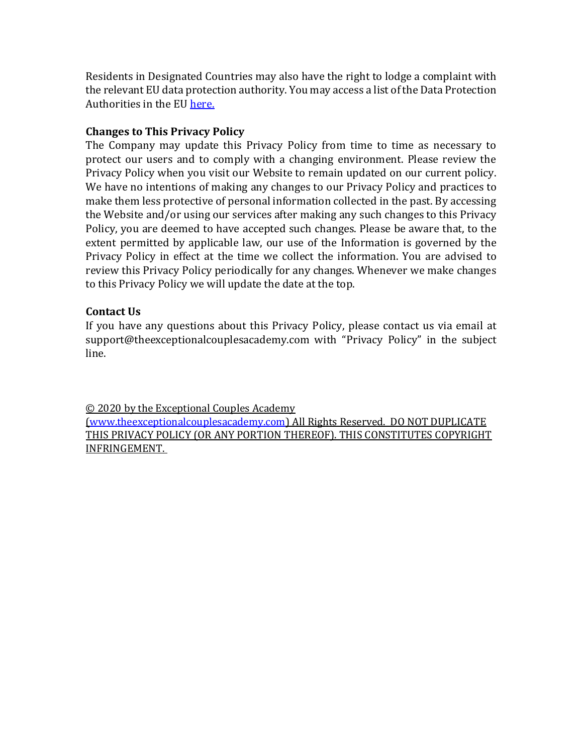Residents in Designated Countries may also have the right to lodge a complaint with the relevant EU data protection authority. You may access a list of the Data Protection Authorities in the EU here.

**Changes to This Privacy Policy**

The Company may update this Privacy Policy from time to time as necessary to protect our users and to comply with a changing environment. Please review the Privacy Policy when you visit our Website to remain updated on our current policy. We have no intentions of making any changes to our Privacy Policy and practices to make them less protective of personal information collected in the past. By accessing the Website and/or using our services after making any such changes to this Privacy Policy, you are deemed to have accepted such changes. Please be aware that, to the extent permitted by applicable law, our use of the Information is governed by the Privacy Policy in effect at the time we collect the information. You are advised to review this Privacy Policy periodically for any changes. Whenever we make changes to this Privacy Policy we will update the date at the top.

**Contact Us**

If you have any questions about this Privacy Policy, please contact us via email at support@theexceptionalcouplesacademy.com with "Privacy Policy" in the subject line.

© 2020 by the Exceptional Couples Academy (www.theexceptionalcouplesacademy.com) All Rights Reserved. DO NOT DUPLICATE THIS PRIVACY POLICY (OR ANY PORTION THEREOF). THIS CONSTITUTES COPYRIGHT INFRINGEMENT.